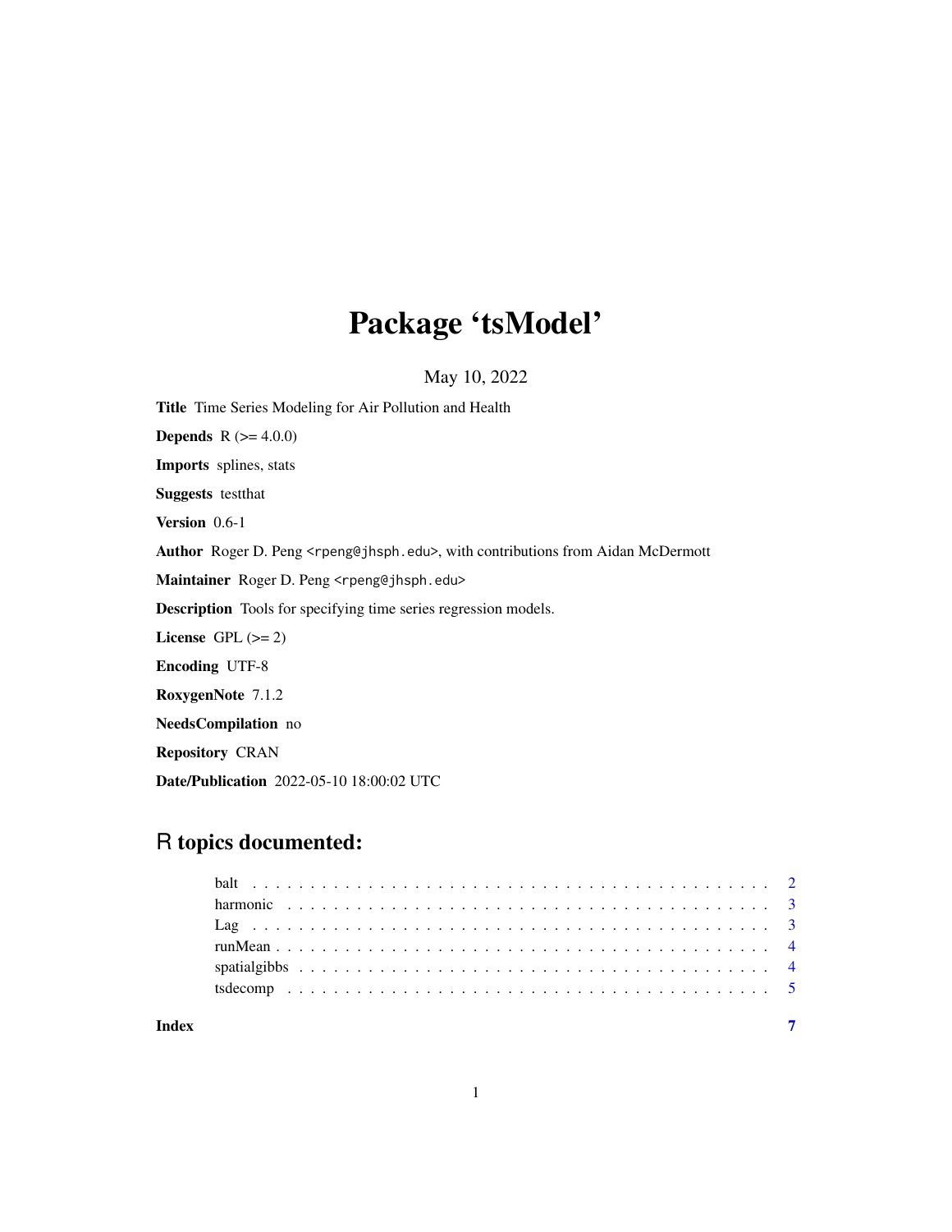# Package 'tsModel'

May 10, 2022

**Title** Time Series Modeling for Air Pollution and Health

**Depends** R (>= 4.0.0)

**Imports** splines, stats

**Suggests** testthat

**Version** 0.6-1

**Author** Roger D. Peng <rpeng@jhsph.edu>, with contributions from Aidan McDermott

**Maintainer** Roger D. Peng <rpeng@jhsph.edu>

**Description** Tools for specifying time series regression models.

**License** GPL (>= 2)

**Encoding** UTF-8

**RoxygenNote** 7.1.2

**NeedsCompilation** no

**Repository** CRAN

**Date/Publication** 2022-05-10 18:00:02 UTC

## R topics documented:

- balt . . . . . . . . . . . . . . . . . . . . . . . . . . . . . . . . . . . . . . . . . . 2
- harmonic . . . . . . . . . . . . . . . . . . . . . . . . . . . . . . . . . . . . . . . 3
- Lag . . . . . . . . . . . . . . . . . . . . . . . . . . . . . . . . . . . . . . . . . . 3
- runMean . . . . . . . . . . . . . . . . . . . . . . . . . . . . . . . . . . . . . . . 4
- spatialgibbs . . . . . . . . . . . . . . . . . . . . . . . . . . . . . . . . . . . . . 4
- tsdecomp . . . . . . . . . . . . . . . . . . . . . . . . . . . . . . . . . . . . . . . 5

**Index** 7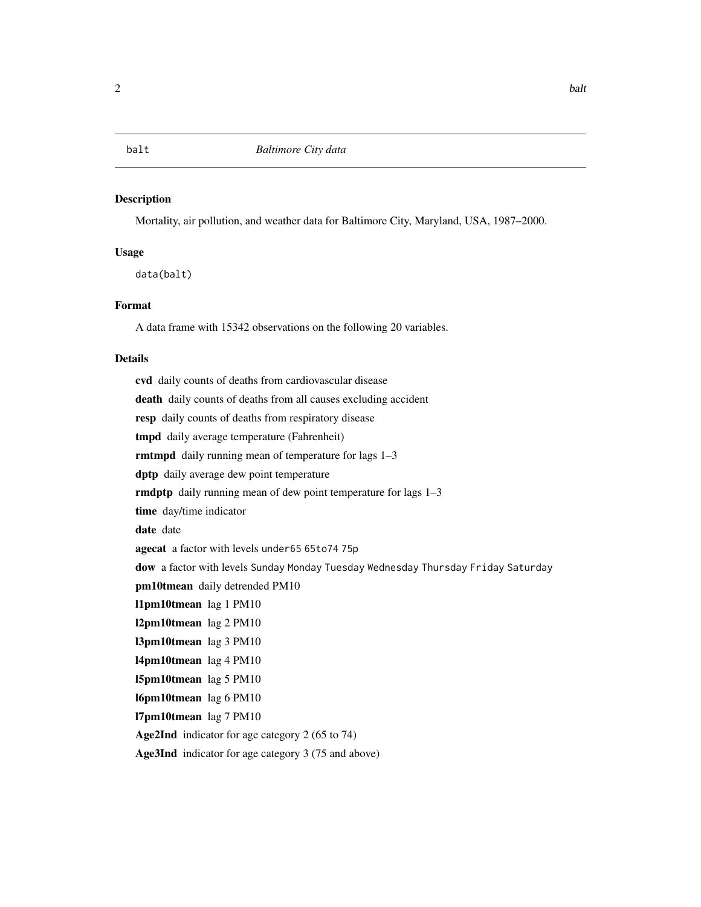`balt` *Baltimore City data*

### Description

Mortality, air pollution, and weather data for Baltimore City, Maryland, USA, 1987–2000.

### Usage

```
data(balt)
```

### Format

A data frame with 15342 observations on the following 20 variables.

### Details

**cvd** daily counts of deaths from cardiovascular disease

**death** daily counts of deaths from all causes excluding accident

**resp** daily counts of deaths from respiratory disease

**tmpd** daily average temperature (Fahrenheit)

**rmtmpd** daily running mean of temperature for lags 1–3

**dptp** daily average dew point temperature

**rmdptp** daily running mean of dew point temperature for lags 1–3

**time** day/time indicator

**date** date

**agecat** a factor with levels `under65` `65to74` `75p`

**dow** a factor with levels `Sunday` `Monday` `Tuesday` `Wednesday` `Thursday` `Friday` `Saturday`

**pm10tmean** daily detrended PM10

**l1pm10tmean** lag 1 PM10

**l2pm10tmean** lag 2 PM10

**l3pm10tmean** lag 3 PM10

**l4pm10tmean** lag 4 PM10

**l5pm10tmean** lag 5 PM10

**l6pm10tmean** lag 6 PM10

**l7pm10tmean** lag 7 PM10

**Age2Ind** indicator for age category 2 (65 to 74)

**Age3Ind** indicator for age category 3 (75 and above)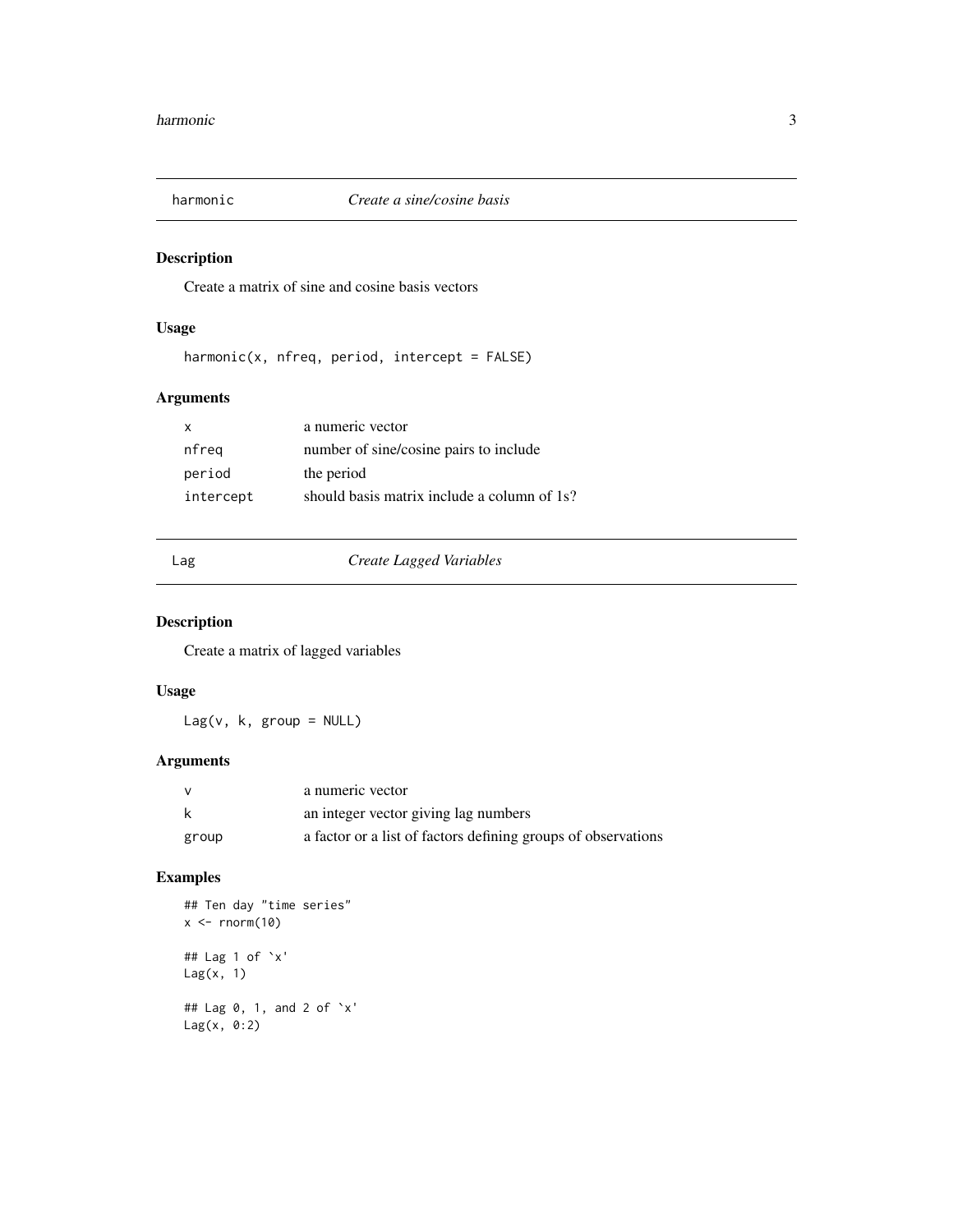## harmonic — *Create a sine/cosine basis*

### Description

Create a matrix of sine and cosine basis vectors

### Usage

```
harmonic(x, nfreq, period, intercept = FALSE)
```

### Arguments

| | |
|---|---|
| x | a numeric vector |
| nfreq | number of sine/cosine pairs to include |
| period | the period |
| intercept | should basis matrix include a column of 1s? |

## Lag — *Create Lagged Variables*

### Description

Create a matrix of lagged variables

### Usage

```
Lag(v, k, group = NULL)
```

### Arguments

| | |
|---|---|
| v | a numeric vector |
| k | an integer vector giving lag numbers |
| group | a factor or a list of factors defining groups of observations |

### Examples

```
## Ten day "time series"
x <- rnorm(10)

## Lag 1 of `x'
Lag(x, 1)

## Lag 0, 1, and 2 of `x'
Lag(x, 0:2)
```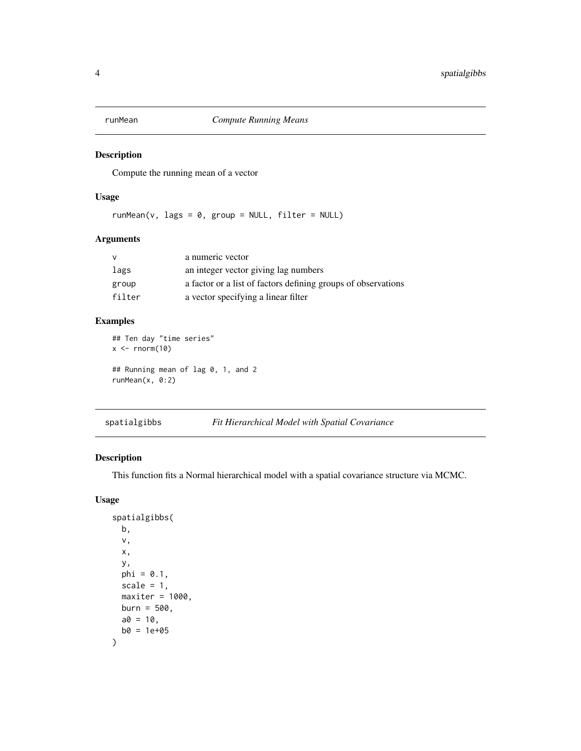## runMean — *Compute Running Means*

### Description

Compute the running mean of a vector

### Usage

```
runMean(v, lags = 0, group = NULL, filter = NULL)
```

### Arguments

| | |
|---|---|
| v | a numeric vector |
| lags | an integer vector giving lag numbers |
| group | a factor or a list of factors defining groups of observations |
| filter | a vector specifying a linear filter |

### Examples

```
## Ten day "time series"
x <- rnorm(10)

## Running mean of lag 0, 1, and 2
runMean(x, 0:2)
```

## spatialgibbs — *Fit Hierarchical Model with Spatial Covariance*

### Description

This function fits a Normal hierarchical model with a spatial covariance structure via MCMC.

### Usage

```
spatialgibbs(
  b,
  v,
  x,
  y,
  phi = 0.1,
  scale = 1,
  maxiter = 1000,
  burn = 500,
  a0 = 10,
  b0 = 1e+05
)
```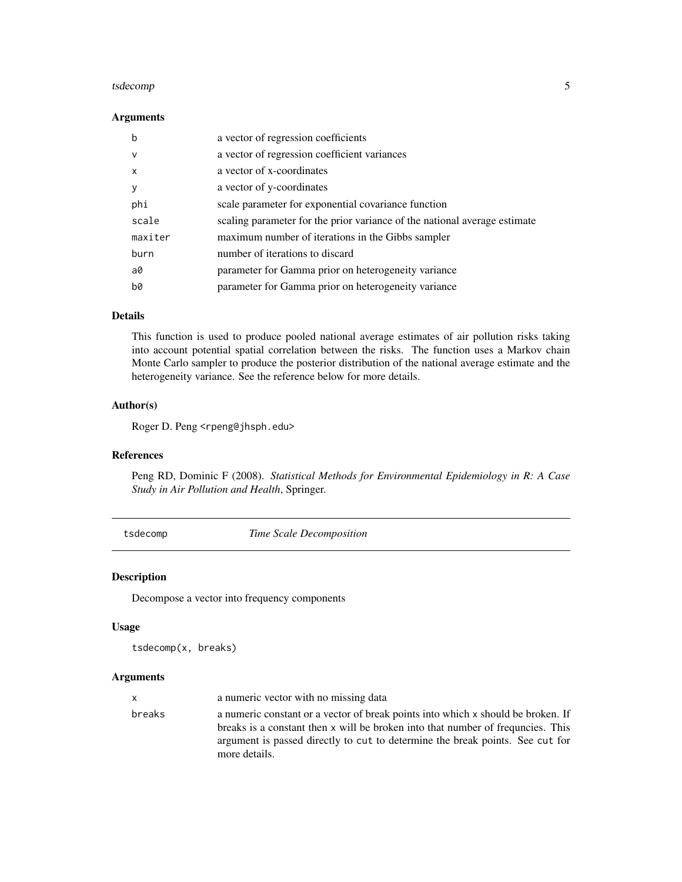### Arguments

| | |
|---|---|
| `b` | a vector of regression coefficients |
| `v` | a vector of regression coefficient variances |
| `x` | a vector of x-coordinates |
| `y` | a vector of y-coordinates |
| `phi` | scale parameter for exponential covariance function |
| `scale` | scaling parameter for the prior variance of the national average estimate |
| `maxiter` | maximum number of iterations in the Gibbs sampler |
| `burn` | number of iterations to discard |
| `a0` | parameter for Gamma prior on heterogeneity variance |
| `b0` | parameter for Gamma prior on heterogeneity variance |

### Details

This function is used to produce pooled national average estimates of air pollution risks taking into account potential spatial correlation between the risks. The function uses a Markov chain Monte Carlo sampler to produce the posterior distribution of the national average estimate and the heterogeneity variance. See the reference below for more details.

### Author(s)

Roger D. Peng <rpeng@jhsph.edu>

### References

Peng RD, Dominic F (2008). *Statistical Methods for Environmental Epidemiology in R: A Case Study in Air Pollution and Health*, Springer.

---

## tsdecomp — *Time Scale Decomposition*

---

### Description

Decompose a vector into frequency components

### Usage

```
tsdecomp(x, breaks)
```

### Arguments

| | |
|---|---|
| `x` | a numeric vector with no missing data |
| `breaks` | a numeric constant or a vector of break points into which `x` should be broken. If breaks is a constant then `x` will be broken into that number of frequncies. This argument is passed directly to `cut` to determine the break points. See `cut` for more details. |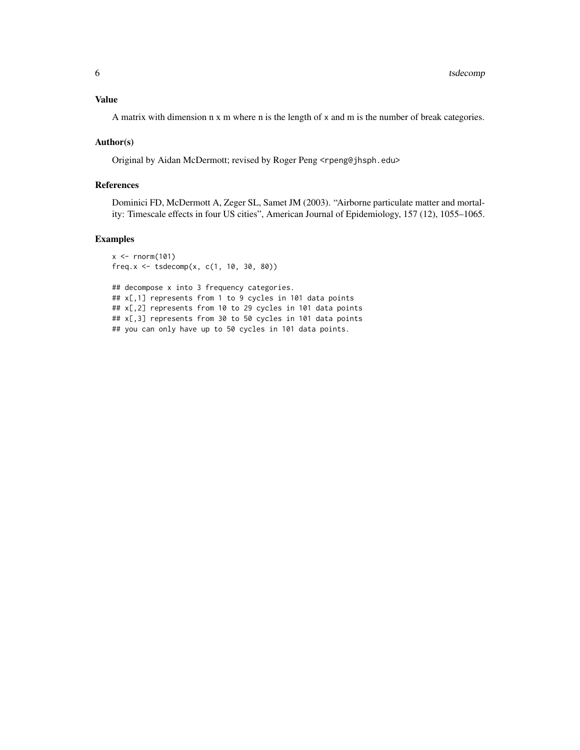### Value

A matrix with dimension n x m where n is the length of x and m is the number of break categories.

### Author(s)

Original by Aidan McDermott; revised by Roger Peng <rpeng@jhsph.edu>

### References

Dominici FD, McDermott A, Zeger SL, Samet JM (2003). "Airborne particulate matter and mortality: Timescale effects in four US cities", American Journal of Epidemiology, 157 (12), 1055–1065.

### Examples

```
x <- rnorm(101)
freq.x <- tsdecomp(x, c(1, 10, 30, 80))

## decompose x into 3 frequency categories.
## x[,1] represents from 1 to 9 cycles in 101 data points
## x[,2] represents from 10 to 29 cycles in 101 data points
## x[,3] represents from 30 to 50 cycles in 101 data points
## you can only have up to 50 cycles in 101 data points.
```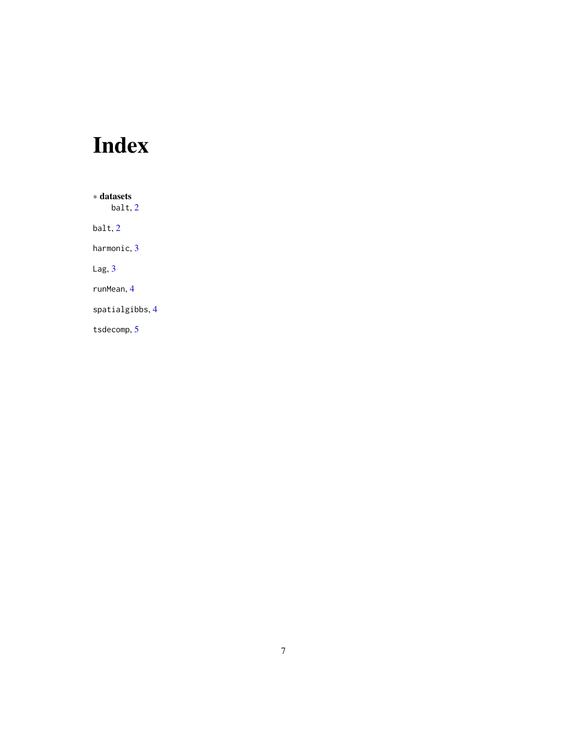# Index

∗ **datasets**
    `balt`, 2

`balt`, 2

`harmonic`, 3

`Lag`, 3

`runMean`, 4

`spatialgibbs`, 4

`tsdecomp`, 5